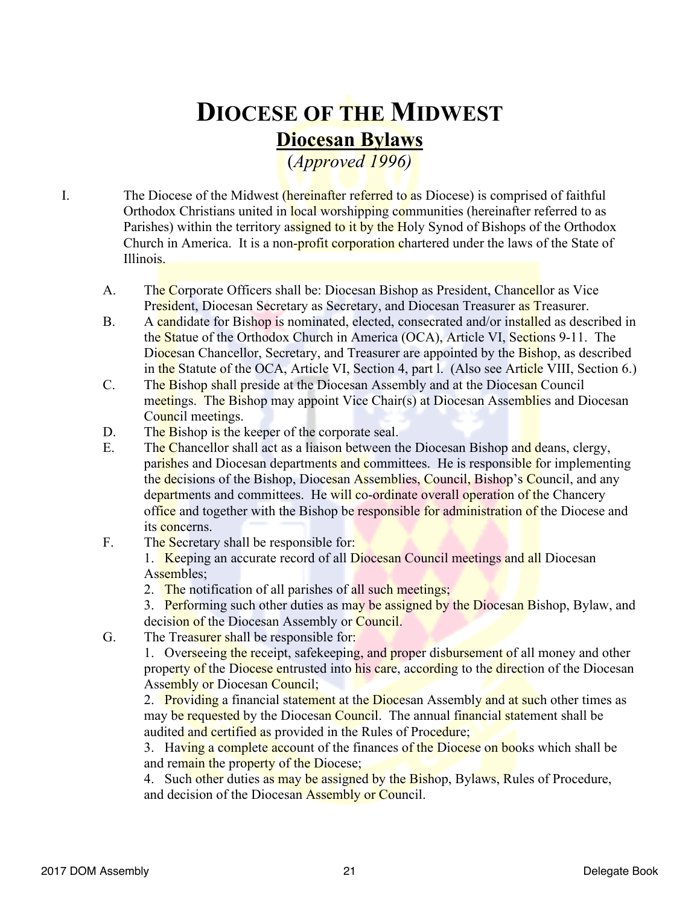# DIOCESE OF THE MIDWEST

## Diocesan Bylaws

*(Approved 1996)*

I. The Diocese of the Midwest (hereinafter referred to as Diocese) is comprised of faithful Orthodox Christians united in local worshipping communities (hereinafter referred to as Parishes) within the territory assigned to it by the Holy Synod of Bishops of the Orthodox Church in America. It is a non-profit corporation chartered under the laws of the State of Illinois.

A. The Corporate Officers shall be: Diocesan Bishop as President, Chancellor as Vice President, Diocesan Secretary as Secretary, and Diocesan Treasurer as Treasurer.

B. A candidate for Bishop is nominated, elected, consecrated and/or installed as described in the Statue of the Orthodox Church in America (OCA), Article VI, Sections 9-11. The Diocesan Chancellor, Secretary, and Treasurer are appointed by the Bishop, as described in the Statute of the OCA, Article VI, Section 4, part l. (Also see Article VIII, Section 6.)

C. The Bishop shall preside at the Diocesan Assembly and at the Diocesan Council meetings. The Bishop may appoint Vice Chair(s) at Diocesan Assemblies and Diocesan Council meetings.

D. The Bishop is the keeper of the corporate seal.

E. The Chancellor shall act as a liaison between the Diocesan Bishop and deans, clergy, parishes and Diocesan departments and committees. He is responsible for implementing the decisions of the Bishop, Diocesan Assemblies, Council, Bishop's Council, and any departments and committees. He will co-ordinate overall operation of the Chancery office and together with the Bishop be responsible for administration of the Diocese and its concerns.

F. The Secretary shall be responsible for:

1. Keeping an accurate record of all Diocesan Council meetings and all Diocesan Assembles;
2. The notification of all parishes of all such meetings;
3. Performing such other duties as may be assigned by the Diocesan Bishop, Bylaw, and decision of the Diocesan Assembly or Council.

G. The Treasurer shall be responsible for:

1. Overseeing the receipt, safekeeping, and proper disbursement of all money and other property of the Diocese entrusted into his care, according to the direction of the Diocesan Assembly or Diocesan Council;
2. Providing a financial statement at the Diocesan Assembly and at such other times as may be requested by the Diocesan Council. The annual financial statement shall be audited and certified as provided in the Rules of Procedure;
3. Having a complete account of the finances of the Diocese on books which shall be and remain the property of the Diocese;
4. Such other duties as may be assigned by the Bishop, Bylaws, Rules of Procedure, and decision of the Diocesan Assembly or Council.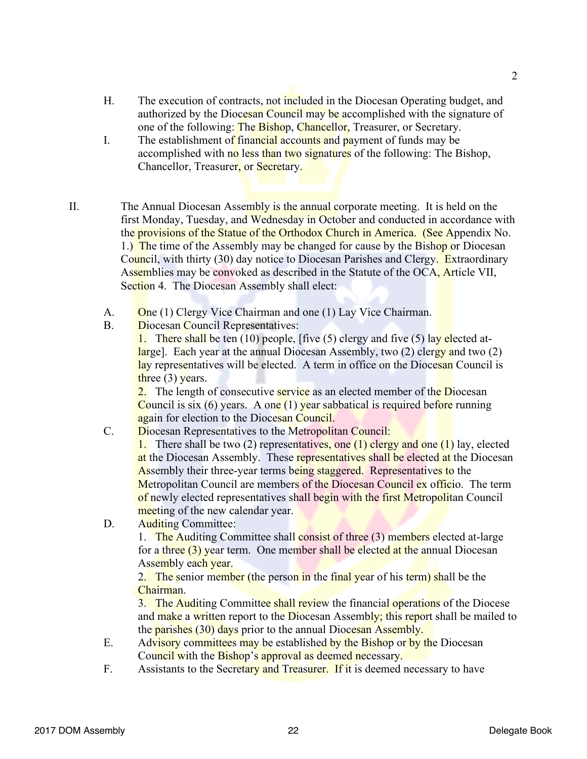H. The execution of contracts, not included in the Diocesan Operating budget, and authorized by the Diocesan Council may be accomplished with the signature of one of the following: The Bishop, Chancellor, Treasurer, or Secretary.

I. The establishment of financial accounts and payment of funds may be accomplished with no less than two signatures of the following: The Bishop, Chancellor, Treasurer, or Secretary.

II. The Annual Diocesan Assembly is the annual corporate meeting. It is held on the first Monday, Tuesday, and Wednesday in October and conducted in accordance with the provisions of the Statue of the Orthodox Church in America. (See Appendix No. 1.) The time of the Assembly may be changed for cause by the Bishop or Diocesan Council, with thirty (30) day notice to Diocesan Parishes and Clergy. Extraordinary Assemblies may be convoked as described in the Statute of the OCA, Article VII, Section 4. The Diocesan Assembly shall elect:

A. One (1) Clergy Vice Chairman and one (1) Lay Vice Chairman.

B. Diocesan Council Representatives:

1. There shall be ten (10) people, [five (5) clergy and five (5) lay elected at-large]. Each year at the annual Diocesan Assembly, two (2) clergy and two (2) lay representatives will be elected. A term in office on the Diocesan Council is three (3) years.

2. The length of consecutive service as an elected member of the Diocesan Council is six (6) years. A one (1) year sabbatical is required before running again for election to the Diocesan Council.

C. Diocesan Representatives to the Metropolitan Council:

1. There shall be two (2) representatives, one (1) clergy and one (1) lay, elected at the Diocesan Assembly. These representatives shall be elected at the Diocesan Assembly their three-year terms being staggered. Representatives to the Metropolitan Council are members of the Diocesan Council ex officio. The term of newly elected representatives shall begin with the first Metropolitan Council meeting of the new calendar year.

D. Auditing Committee:

1. The Auditing Committee shall consist of three (3) members elected at-large for a three (3) year term. One member shall be elected at the annual Diocesan Assembly each year.

2. The senior member (the person in the final year of his term) shall be the Chairman.

3. The Auditing Committee shall review the financial operations of the Diocese and make a written report to the Diocesan Assembly; this report shall be mailed to the parishes (30) days prior to the annual Diocesan Assembly.

E. Advisory committees may be established by the Bishop or by the Diocesan Council with the Bishop's approval as deemed necessary.

F. Assistants to the Secretary and Treasurer. If it is deemed necessary to have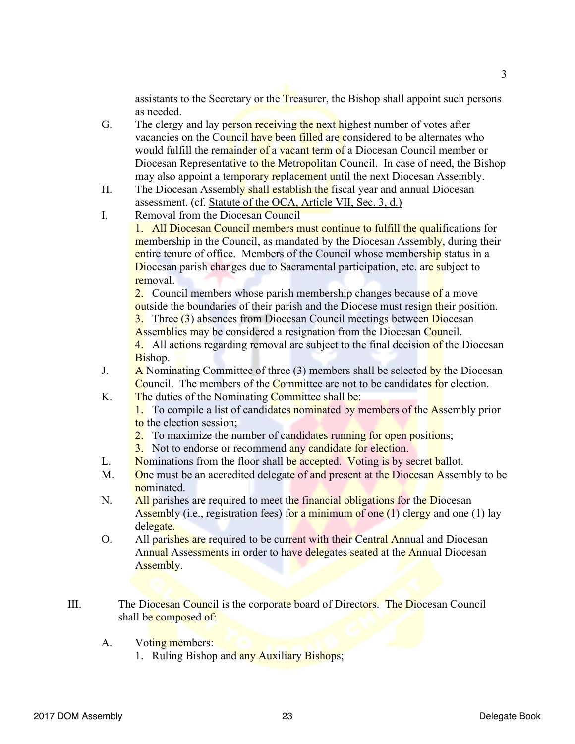assistants to the Secretary or the Treasurer, the Bishop shall appoint such persons as needed.

G. The clergy and lay person receiving the next highest number of votes after vacancies on the Council have been filled are considered to be alternates who would fulfill the remainder of a vacant term of a Diocesan Council member or Diocesan Representative to the Metropolitan Council. In case of need, the Bishop may also appoint a temporary replacement until the next Diocesan Assembly.

H. The Diocesan Assembly shall establish the fiscal year and annual Diocesan assessment. (cf. <u>Statute of the OCA, Article VII, Sec. 3, d.)</u>

I. Removal from the Diocesan Council

   1. All Diocesan Council members must continue to fulfill the qualifications for membership in the Council, as mandated by the Diocesan Assembly, during their entire tenure of office. Members of the Council whose membership status in a Diocesan parish changes due to Sacramental participation, etc. are subject to removal.
   2. Council members whose parish membership changes because of a move outside the boundaries of their parish and the Diocese must resign their position.
   3. Three (3) absences from Diocesan Council meetings between Diocesan Assemblies may be considered a resignation from the Diocesan Council.
   4. All actions regarding removal are subject to the final decision of the Diocesan Bishop.

J. A Nominating Committee of three (3) members shall be selected by the Diocesan Council. The members of the Committee are not to be candidates for election.

K. The duties of the Nominating Committee shall be:

   1. To compile a list of candidates nominated by members of the Assembly prior to the election session;
   2. To maximize the number of candidates running for open positions;
   3. Not to endorse or recommend any candidate for election.

L. Nominations from the floor shall be accepted. Voting is by secret ballot.

M. One must be an accredited delegate of and present at the Diocesan Assembly to be nominated.

N. All parishes are required to meet the financial obligations for the Diocesan Assembly (i.e., registration fees) for a minimum of one (1) clergy and one (1) lay delegate.

O. All parishes are required to be current with their Central Annual and Diocesan Annual Assessments in order to have delegates seated at the Annual Diocesan Assembly.

III. The Diocesan Council is the corporate board of Directors. The Diocesan Council shall be composed of:

   A. Voting members:

      1. Ruling Bishop and any Auxiliary Bishops;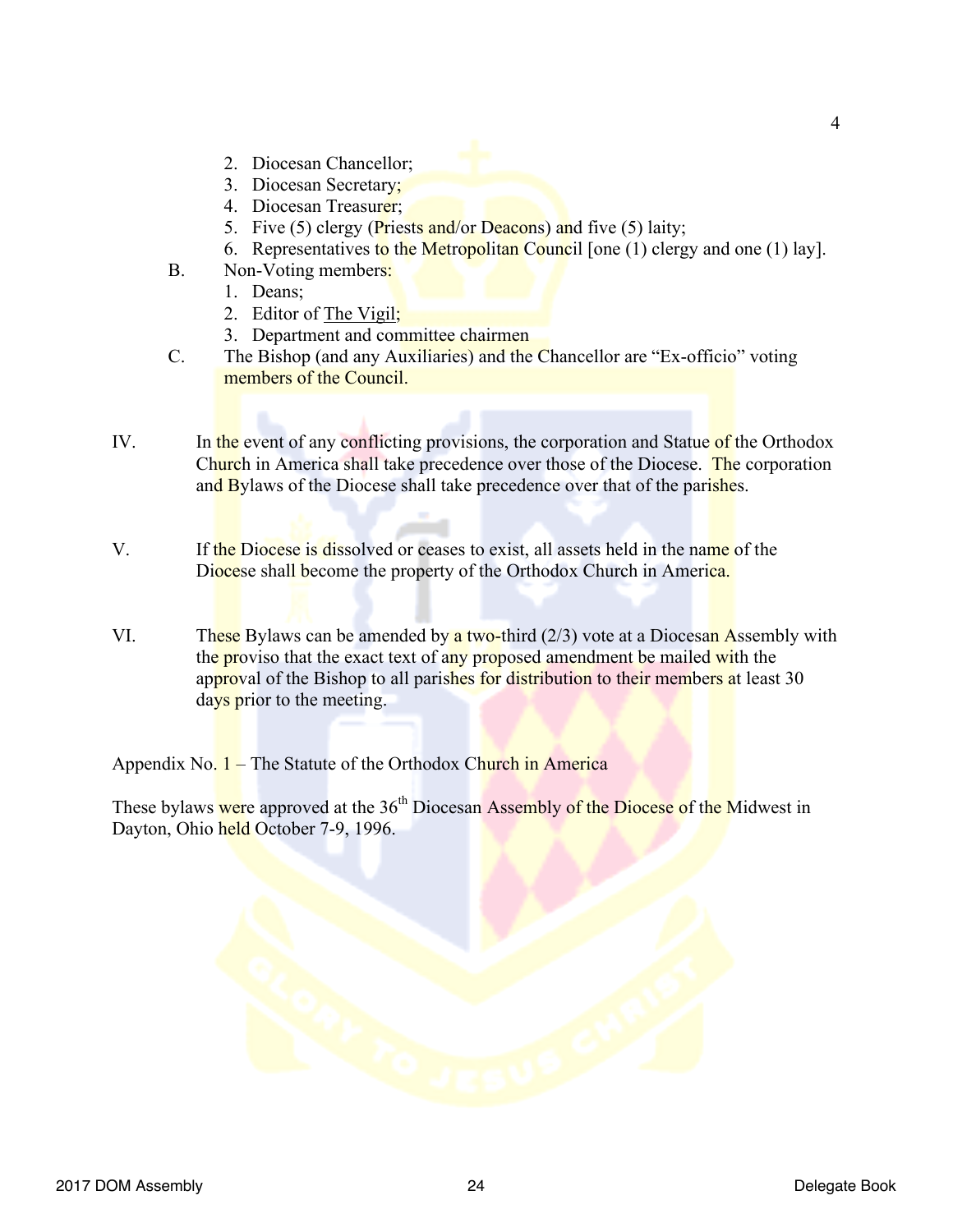2. Diocesan Chancellor;
3. Diocesan Secretary;
4. Diocesan Treasurer;
5. Five (5) clergy (Priests and/or Deacons) and five (5) laity;
6. Representatives to the Metropolitan Council [one (1) clergy and one (1) lay].

B. Non-Voting members:

1. Deans;
2. Editor of The Vigil;
3. Department and committee chairmen

C. The Bishop (and any Auxiliaries) and the Chancellor are "Ex-officio" voting members of the Council.

IV. In the event of any conflicting provisions, the corporation and Statue of the Orthodox Church in America shall take precedence over those of the Diocese. The corporation and Bylaws of the Diocese shall take precedence over that of the parishes.

V. If the Diocese is dissolved or ceases to exist, all assets held in the name of the Diocese shall become the property of the Orthodox Church in America.

VI. These Bylaws can be amended by a two-third (2/3) vote at a Diocesan Assembly with the proviso that the exact text of any proposed amendment be mailed with the approval of the Bishop to all parishes for distribution to their members at least 30 days prior to the meeting.

Appendix No. 1 – The Statute of the Orthodox Church in America

These bylaws were approved at the 36th Diocesan Assembly of the Diocese of the Midwest in Dayton, Ohio held October 7-9, 1996.